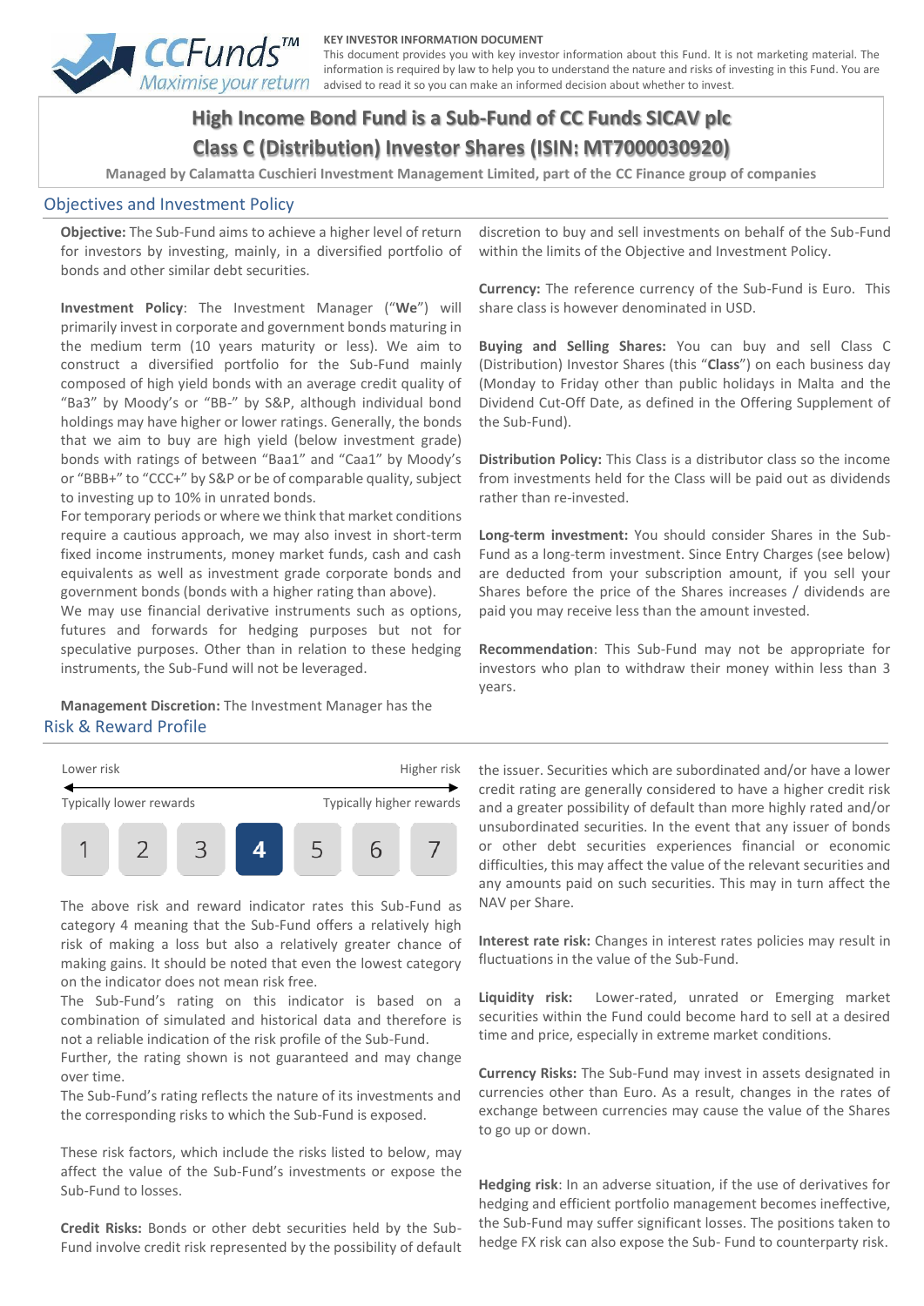CCFunds™ Maximise your return

**KEY INVESTOR INFORMATION DOCUMENT**

This document provides you with key investor information about this Fund. It is not marketing material. The information is required by law to help you to understand the nature and risks of investing in this Fund. You are advised to read it so you can make an informed decision about whether to invest.

# High Income Bond Fund is a Sub-Fund of CC Funds SICAV plc

# Class C (Distribution) Investor Shares (ISIN: MT7000030920)

**Managed by Calamatta Cuschieri Investment Management Limited, part of the CC Finance group of companies**

## Objectives and Investment Policy

**Objective:** The Sub-Fund aims to achieve a higher level of return for investors by investing, mainly, in a diversified portfolio of bonds and other similar debt securities.

**Investment Policy**: The Investment Manager ("**We**") will primarily invest in corporate and government bonds maturing in the medium term (10 years maturity or less). We aim to construct a diversified portfolio for the Sub-Fund mainly composed of high yield bonds with an average credit quality of "Ba3" by Moody's or "BB-" by S&P, although individual bond holdings may have higher or lower ratings. Generally, the bonds that we aim to buy are high yield (below investment grade) bonds with ratings of between "Baa1" and "Caa1" by Moody's or "BBB+" to "CCC+" by S&P or be of comparable quality, subject to investing up to 10% in unrated bonds.

For temporary periods or where we think that market conditions require a cautious approach, we may also invest in short-term fixed income instruments, money market funds, cash and cash equivalents as well as investment grade corporate bonds and government bonds (bonds with a higher rating than above).

We may use financial derivative instruments such as options, futures and forwards for hedging purposes but not for speculative purposes. Other than in relation to these hedging instruments, the Sub-Fund will not be leveraged.

**Management Discretion:** The Investment Manager has the discretion to buy and sell investments on behalf of the Sub-Fund within the limits of the Objective and Investment Policy.

**Currency:** The reference currency of the Sub-Fund is Euro. This share class is however denominated in USD.

**Buying and Selling Shares:** You can buy and sell Class C (Distribution) Investor Shares (this "**Class**") on each business day (Monday to Friday other than public holidays in Malta and the Dividend Cut-Off Date, as defined in the Offering Supplement of the Sub-Fund).

**Distribution Policy:** This Class is a distributor class so the income from investments held for the Class will be paid out as dividends rather than re-invested.

**Long-term investment:** You should consider Shares in the Sub-Fund as a long-term investment. Since Entry Charges (see below) are deducted from your subscription amount, if you sell your Shares before the price of the Shares increases / dividends are paid you may receive less than the amount invested.

**Recommendation**: This Sub-Fund may not be appropriate for investors who plan to withdraw their money within less than 3 years.

## Risk & Reward Profile

| Lower risk | | | | | | Higher risk |
|---|---|---|---|---|---|---|
| Typically lower rewards | | | | | | Typically higher rewards |
| 1 | 2 | 3 | **4** | 5 | 6 | 7 |

The above risk and reward indicator rates this Sub-Fund as category 4 meaning that the Sub-Fund offers a relatively high risk of making a loss but also a relatively greater chance of making gains. It should be noted that even the lowest category on the indicator does not mean risk free.

The Sub-Fund's rating on this indicator is based on a combination of simulated and historical data and therefore is not a reliable indication of the risk profile of the Sub-Fund.

Further, the rating shown is not guaranteed and may change over time.

The Sub-Fund's rating reflects the nature of its investments and the corresponding risks to which the Sub-Fund is exposed.

These risk factors, which include the risks listed to below, may affect the value of the Sub-Fund's investments or expose the Sub-Fund to losses.

**Credit Risks:** Bonds or other debt securities held by the Sub-Fund involve credit risk represented by the possibility of default of the issuer. Securities which are subordinated and/or have a lower credit rating are generally considered to have a higher credit risk and a greater possibility of default than more highly rated and/or unsubordinated securities. In the event that any issuer of bonds or other debt securities experiences financial or economic difficulties, this may affect the value of the relevant securities and any amounts paid on such securities. This may in turn affect the NAV per Share.

**Interest rate risk:** Changes in interest rates policies may result in fluctuations in the value of the Sub-Fund.

**Liquidity risk:** Lower-rated, unrated or Emerging market securities within the Fund could become hard to sell at a desired time and price, especially in extreme market conditions.

**Currency Risks:** The Sub-Fund may invest in assets designated in currencies other than Euro. As a result, changes in the rates of exchange between currencies may cause the value of the Shares to go up or down.

**Hedging risk**: In an adverse situation, if the use of derivatives for hedging and efficient portfolio management becomes ineffective, the Sub-Fund may suffer significant losses. The positions taken to hedge FX risk can also expose the Sub- Fund to counterparty risk.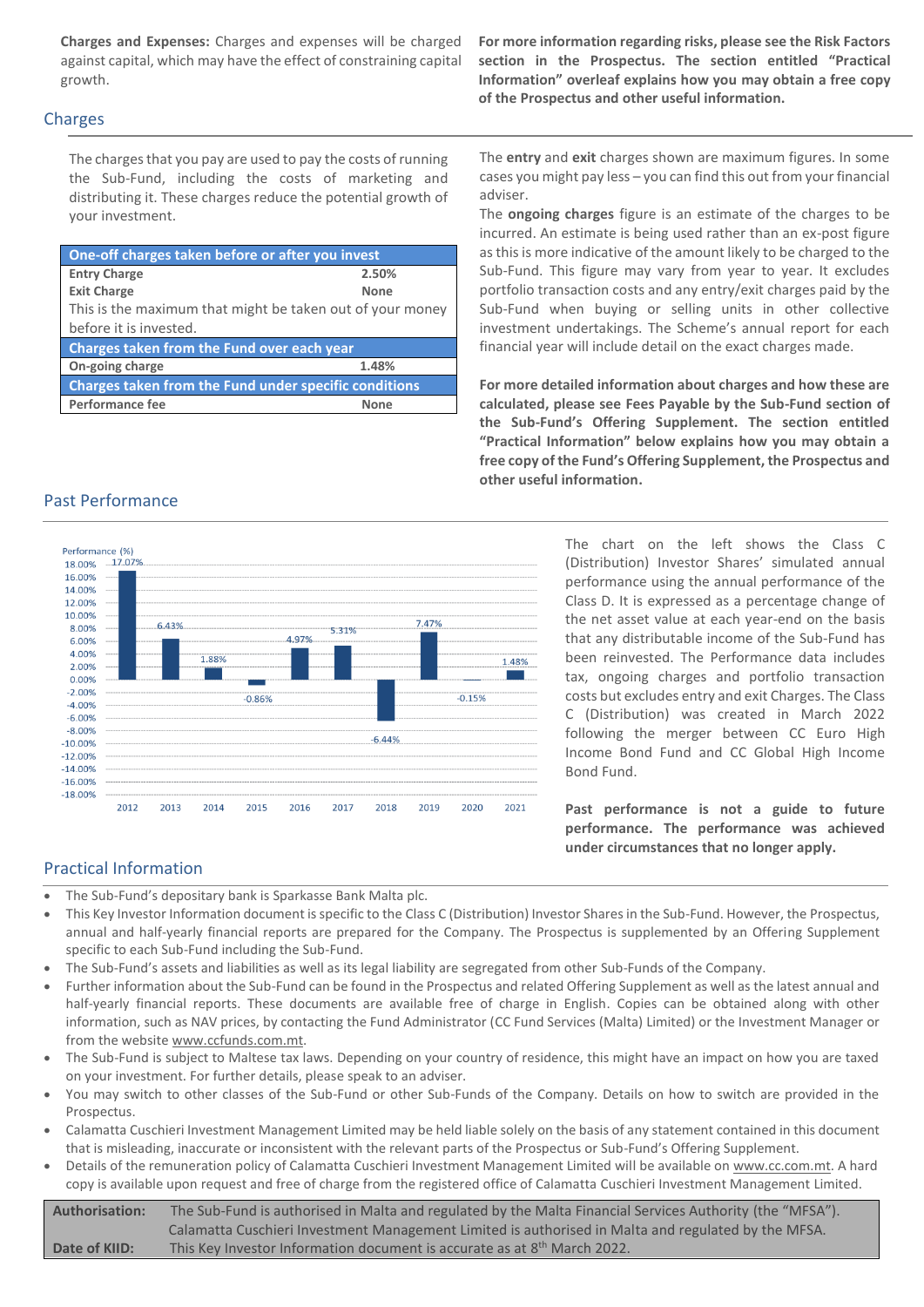**Charges and Expenses:** Charges and expenses will be charged against capital, which may have the effect of constraining capital growth.

**For more information regarding risks, please see the Risk Factors section in the Prospectus. The section entitled "Practical Information" overleaf explains how you may obtain a free copy of the Prospectus and other useful information.**

## Charges

The charges that you pay are used to pay the costs of running the Sub-Fund, including the costs of marketing and distributing it. These charges reduce the potential growth of your investment.

| One-off charges taken before or after you invest | |
|---|---|
| **Entry Charge** | **2.50%** |
| **Exit Charge** | **None** |
| This is the maximum that might be taken out of your money before it is invested. | |
| **Charges taken from the Fund over each year** | |
| **On-going charge** | **1.48%** |
| **Charges taken from the Fund under specific conditions** | |
| **Performance fee** | **None** |

The **entry** and **exit** charges shown are maximum figures. In some cases you might pay less – you can find this out from your financial adviser.

The **ongoing charges** figure is an estimate of the charges to be incurred. An estimate is being used rather than an ex-post figure as this is more indicative of the amount likely to be charged to the Sub-Fund. This figure may vary from year to year. It excludes portfolio transaction costs and any entry/exit charges paid by the Sub-Fund when buying or selling units in other collective investment undertakings. The Scheme's annual report for each financial year will include detail on the exact charges made.

**For more detailed information about charges and how these are calculated, please see Fees Payable by the Sub-Fund section of the Sub-Fund's Offering Supplement. The section entitled "Practical Information" below explains how you may obtain a free copy of the Fund's Offering Supplement, the Prospectus and other useful information.**

## Past Performance

Performance (%)

18.00% 16.00% 14.00% 12.00% 10.00% 8.00% 6.00% 4.00% 2.00% 0.00% -2.00% -4.00% -6.00% -8.00% -10.00% -12.00% -14.00% -16.00% -18.00%

2012: 17.07%
2013: 6.43%
2014: 1.88%
2015: -0.86%
2016: 4.97%
2017: 5.31%
2018: -6.44%
2019: 7.47%
2020: -0.15%
2021: 1.48%

The chart on the left shows the Class C (Distribution) Investor Shares' simulated annual performance using the annual performance of the Class D. It is expressed as a percentage change of the net asset value at each year-end on the basis that any distributable income of the Sub-Fund has been reinvested. The Performance data includes tax, ongoing charges and portfolio transaction costs but excludes entry and exit Charges. The Class C (Distribution) was created in March 2022 following the merger between CC Euro High Income Bond Fund and CC Global High Income Bond Fund.

**Past performance is not a guide to future performance. The performance was achieved under circumstances that no longer apply.**

## Practical Information

- The Sub-Fund's depositary bank is Sparkasse Bank Malta plc.
- This Key Investor Information document is specific to the Class C (Distribution) Investor Shares in the Sub-Fund. However, the Prospectus, annual and half-yearly financial reports are prepared for the Company. The Prospectus is supplemented by an Offering Supplement specific to each Sub-Fund including the Sub-Fund.
- The Sub-Fund's assets and liabilities as well as its legal liability are segregated from other Sub-Funds of the Company.
- Further information about the Sub-Fund can be found in the Prospectus and related Offering Supplement as well as the latest annual and half-yearly financial reports. These documents are available free of charge in English. Copies can be obtained along with other information, such as NAV prices, by contacting the Fund Administrator (CC Fund Services (Malta) Limited) or the Investment Manager or from the website www.ccfunds.com.mt.
- The Sub-Fund is subject to Maltese tax laws. Depending on your country of residence, this might have an impact on how you are taxed on your investment. For further details, please speak to an adviser.
- You may switch to other classes of the Sub-Fund or other Sub-Funds of the Company. Details on how to switch are provided in the Prospectus.
- Calamatta Cuschieri Investment Management Limited may be held liable solely on the basis of any statement contained in this document that is misleading, inaccurate or inconsistent with the relevant parts of the Prospectus or Sub-Fund's Offering Supplement.
- Details of the remuneration policy of Calamatta Cuschieri Investment Management Limited will be available on www.cc.com.mt. A hard copy is available upon request and free of charge from the registered office of Calamatta Cuschieri Investment Management Limited.

| | |
|---|---|
| **Authorisation:** | The Sub-Fund is authorised in Malta and regulated by the Malta Financial Services Authority (the "MFSA"). Calamatta Cuschieri Investment Management Limited is authorised in Malta and regulated by the MFSA. |
| **Date of KIID:** | This Key Investor Information document is accurate as at 8th March 2022. |